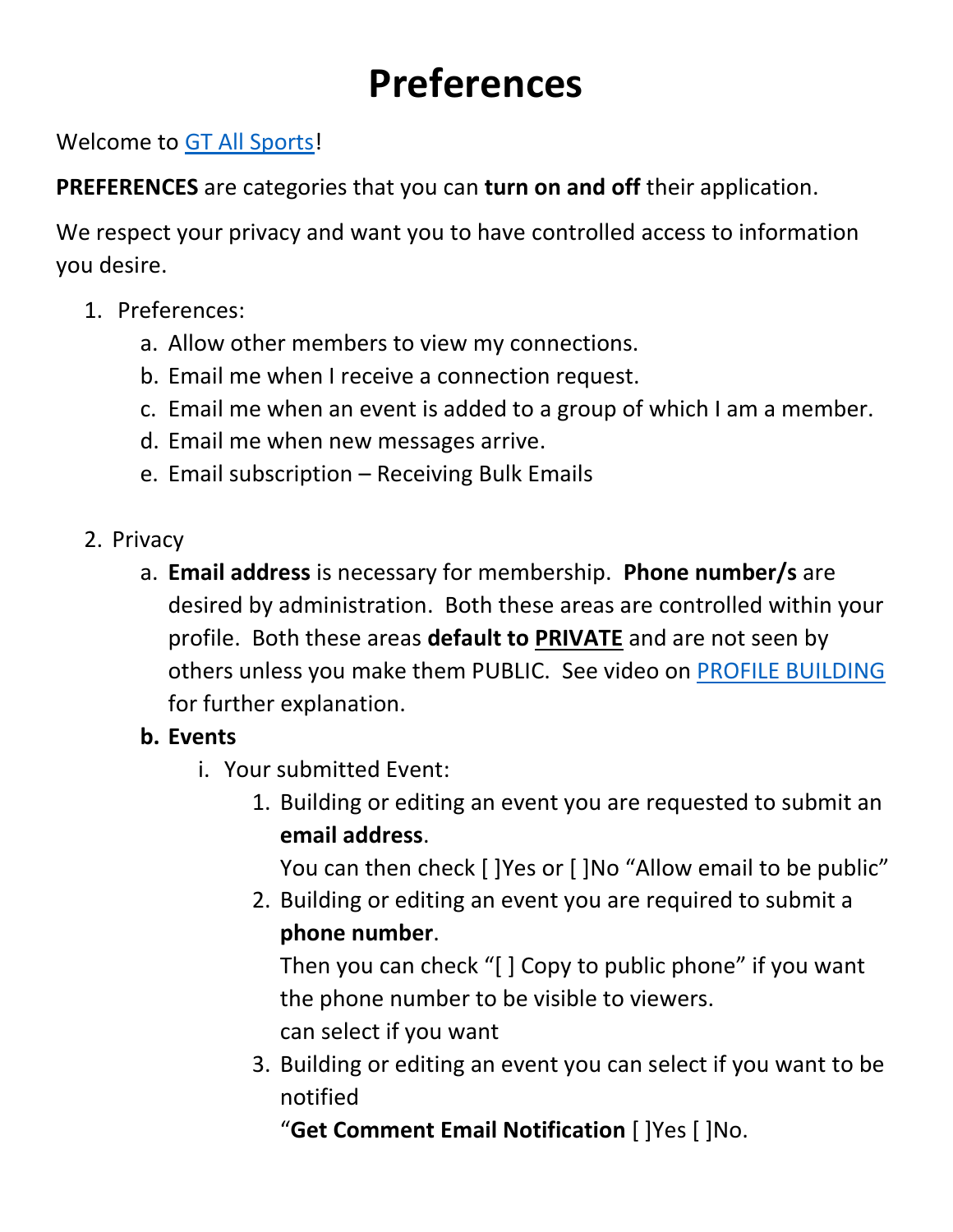# Preferences

Welcome to GT All Sports!

**PREFERENCES** are categories that you can **turn on and off** their application.

We respect your privacy and want you to have controlled access to information you desire.

1. Preferences:
    a. Allow other members to view my connections.
    b. Email me when I receive a connection request.
    c. Email me when an event is added to a group of which I am a member.
    d. Email me when new messages arrive.
    e. Email subscription – Receiving Bulk Emails

2. Privacy
    a. **Email address** is necessary for membership. **Phone number/s** are desired by administration. Both these areas are controlled within your profile. Both these areas **default to PRIVATE** and are not seen by others unless you make them PUBLIC. See video on PROFILE BUILDING for further explanation.
    **b. Events**
        i. Your submitted Event:
            1. Building or editing an event you are requested to submit an **email address**.
               You can then check [ ]Yes or [ ]No "Allow email to be public"
            2. Building or editing an event you are required to submit a **phone number**.
               Then you can check "[ ] Copy to public phone" if you want the phone number to be visible to viewers.
               can select if you want
            3. Building or editing an event you can select if you want to be notified
               "**Get Comment Email Notification** [ ]Yes [ ]No.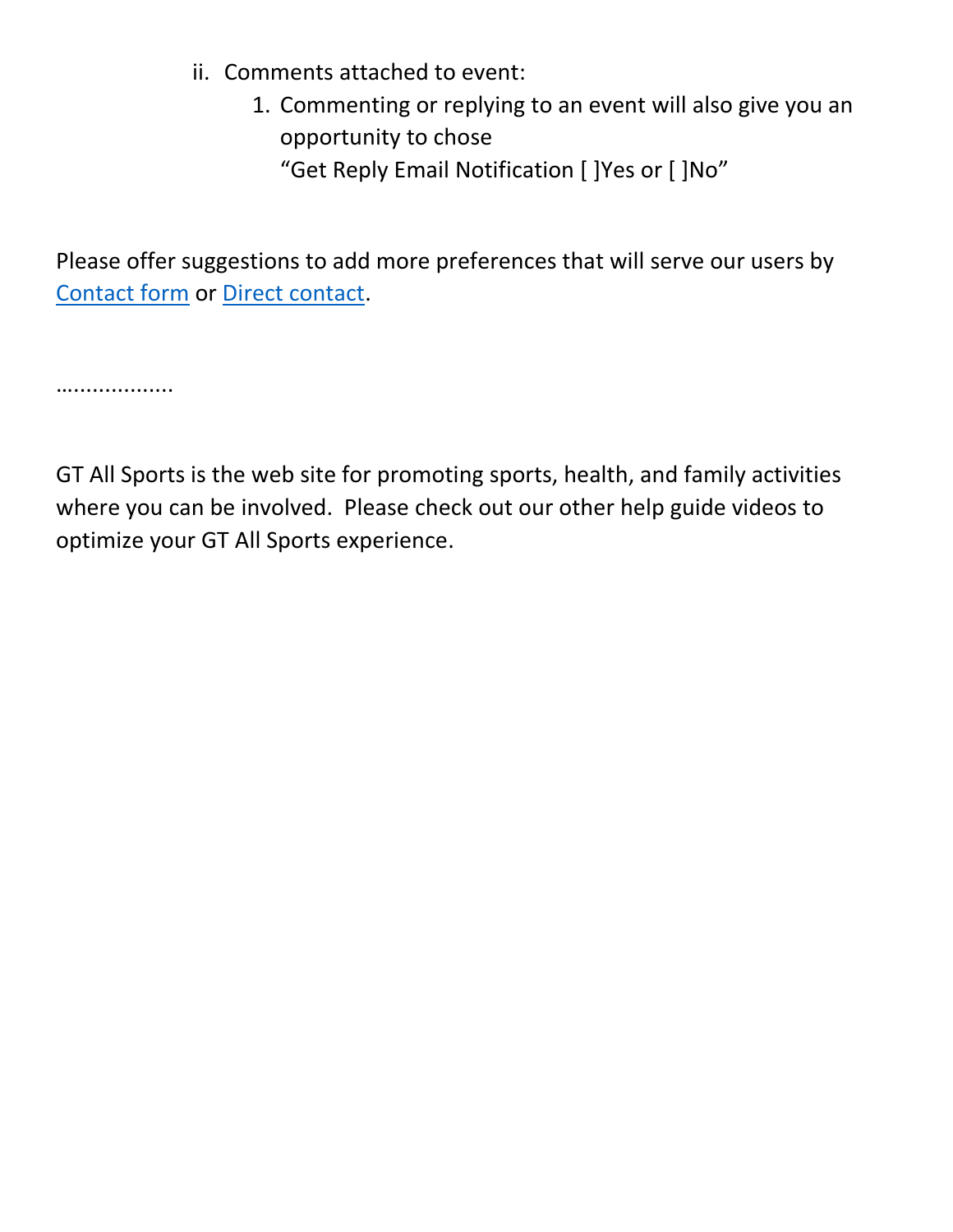ii. Comments attached to event:
    1. Commenting or replying to an event will also give you an opportunity to chose
       "Get Reply Email Notification [ ]Yes or [ ]No"

Please offer suggestions to add more preferences that will serve our users by Contact form or Direct contact.

…................

GT All Sports is the web site for promoting sports, health, and family activities where you can be involved. Please check out our other help guide videos to optimize your GT All Sports experience.